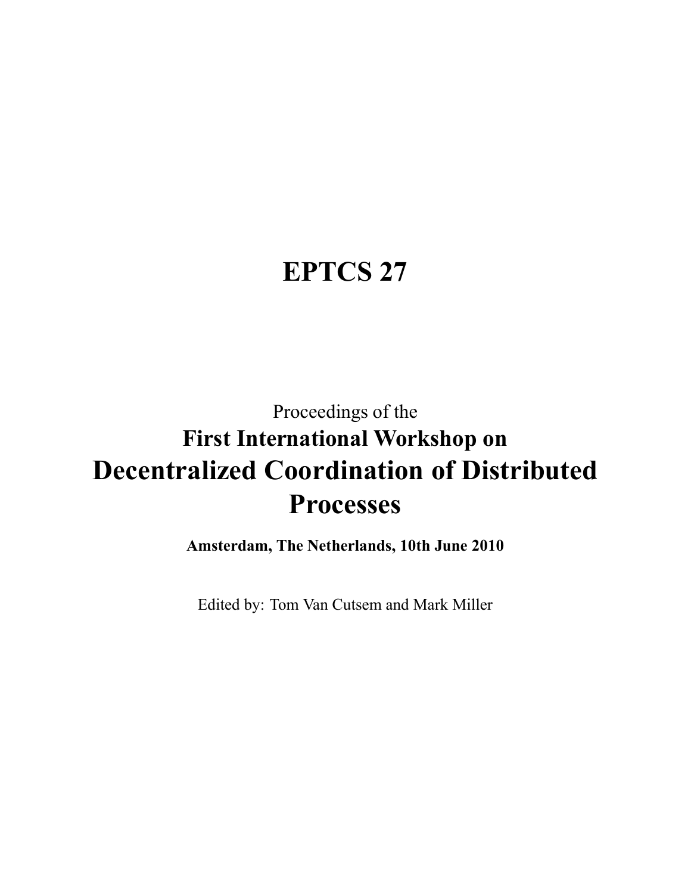# EPTCS 27

Proceedings of the

## First International Workshop on

# Decentralized Coordination of Distributed Processes

**Amsterdam, The Netherlands, 10th June 2010**

Edited by: Tom Van Cutsem and Mark Miller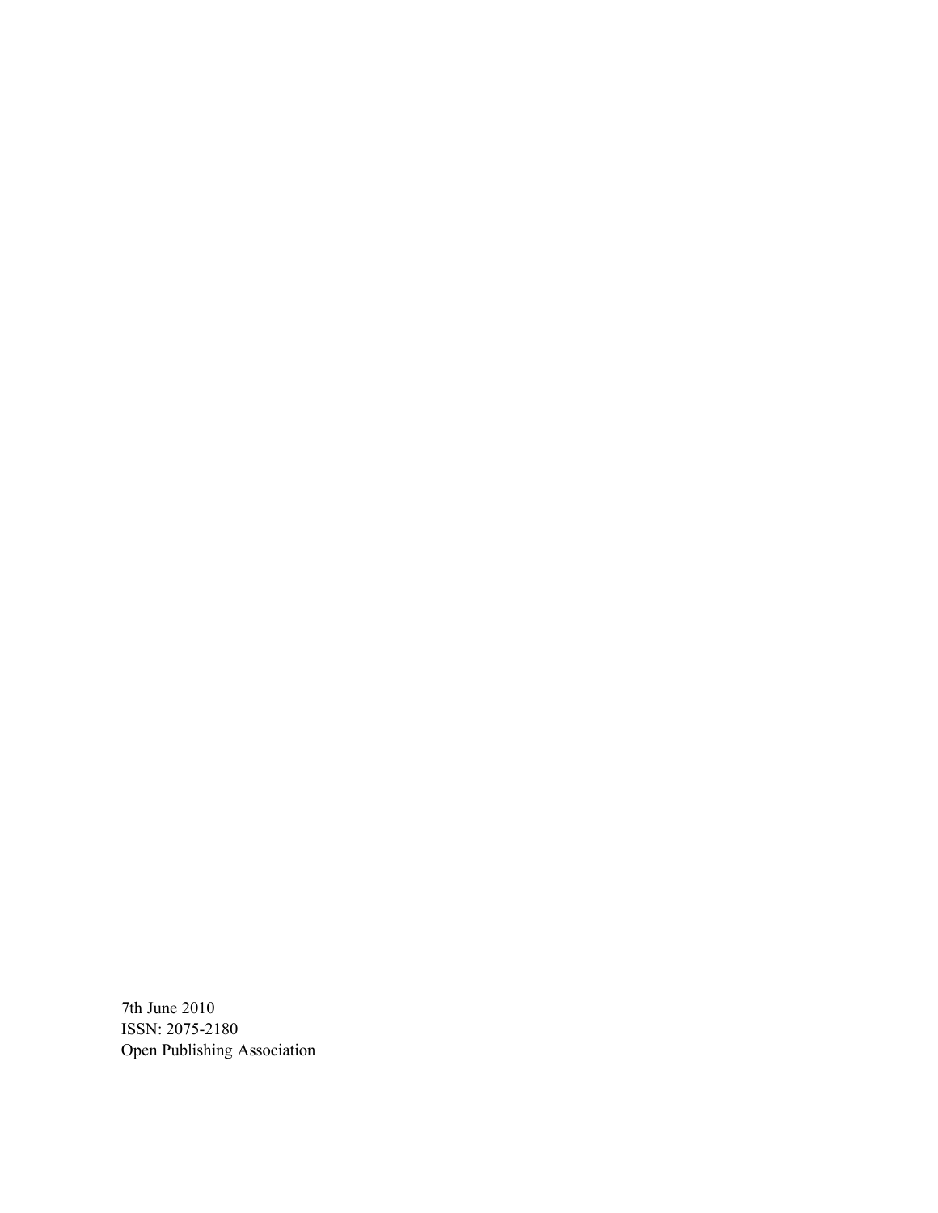7th June 2010  
ISSN: 2075-2180  
Open Publishing Association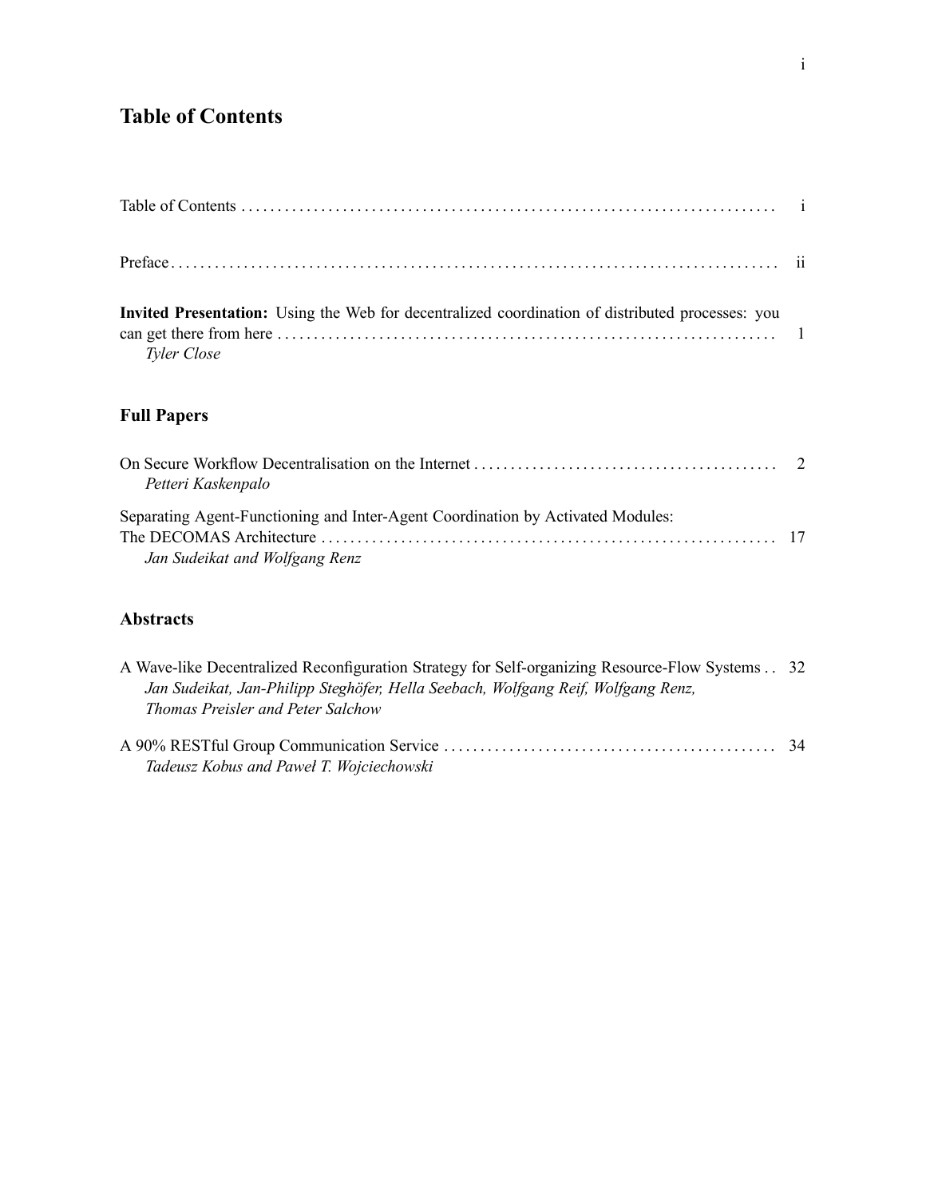# Table of Contents

Table of Contents ........ i

Preface ........ ii

**Invited Presentation:** Using the Web for decentralized coordination of distributed processes: you can get there from here ........ 1
*Tyler Close*

## Full Papers

On Secure Workflow Decentralisation on the Internet ........ 2
*Petteri Kaskenpalo*

Separating Agent-Functioning and Inter-Agent Coordination by Activated Modules: The DECOMAS Architecture ........ 17
*Jan Sudeikat and Wolfgang Renz*

## Abstracts

A Wave-like Decentralized Reconfiguration Strategy for Self-organizing Resource-Flow Systems ........ 32
*Jan Sudeikat, Jan-Philipp Steghöfer, Hella Seebach, Wolfgang Reif, Wolfgang Renz, Thomas Preisler and Peter Salchow*

A 90% RESTful Group Communication Service ........ 34
*Tadeusz Kobus and Paweł T. Wojciechowski*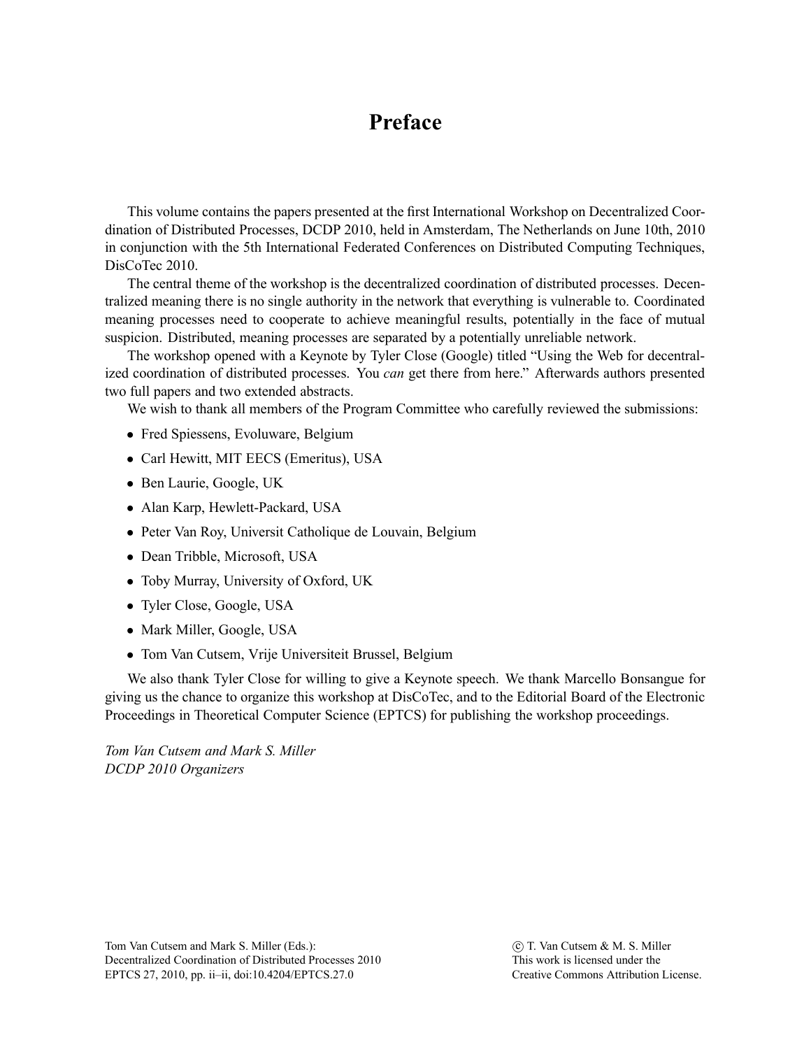# Preface

This volume contains the papers presented at the first International Workshop on Decentralized Coordination of Distributed Processes, DCDP 2010, held in Amsterdam, The Netherlands on June 10th, 2010 in conjunction with the 5th International Federated Conferences on Distributed Computing Techniques, DisCoTec 2010.

The central theme of the workshop is the decentralized coordination of distributed processes. Decentralized meaning there is no single authority in the network that everything is vulnerable to. Coordinated meaning processes need to cooperate to achieve meaningful results, potentially in the face of mutual suspicion. Distributed, meaning processes are separated by a potentially unreliable network.

The workshop opened with a Keynote by Tyler Close (Google) titled "Using the Web for decentralized coordination of distributed processes. You *can* get there from here." Afterwards authors presented two full papers and two extended abstracts.

We wish to thank all members of the Program Committee who carefully reviewed the submissions:

- Fred Spiessens, Evoluware, Belgium
- Carl Hewitt, MIT EECS (Emeritus), USA
- Ben Laurie, Google, UK
- Alan Karp, Hewlett-Packard, USA
- Peter Van Roy, Universit Catholique de Louvain, Belgium
- Dean Tribble, Microsoft, USA
- Toby Murray, University of Oxford, UK
- Tyler Close, Google, USA
- Mark Miller, Google, USA
- Tom Van Cutsem, Vrije Universiteit Brussel, Belgium

We also thank Tyler Close for willing to give a Keynote speech. We thank Marcello Bonsangue for giving us the chance to organize this workshop at DisCoTec, and to the Editorial Board of the Electronic Proceedings in Theoretical Computer Science (EPTCS) for publishing the workshop proceedings.

*Tom Van Cutsem and Mark S. Miller*
*DCDP 2010 Organizers*

Tom Van Cutsem and Mark S. Miller (Eds.): Decentralized Coordination of Distributed Processes 2010
EPTCS 27, 2010, pp. ii–ii, doi:10.4204/EPTCS.27.0

© T. Van Cutsem & M. S. Miller
This work is licensed under the Creative Commons Attribution License.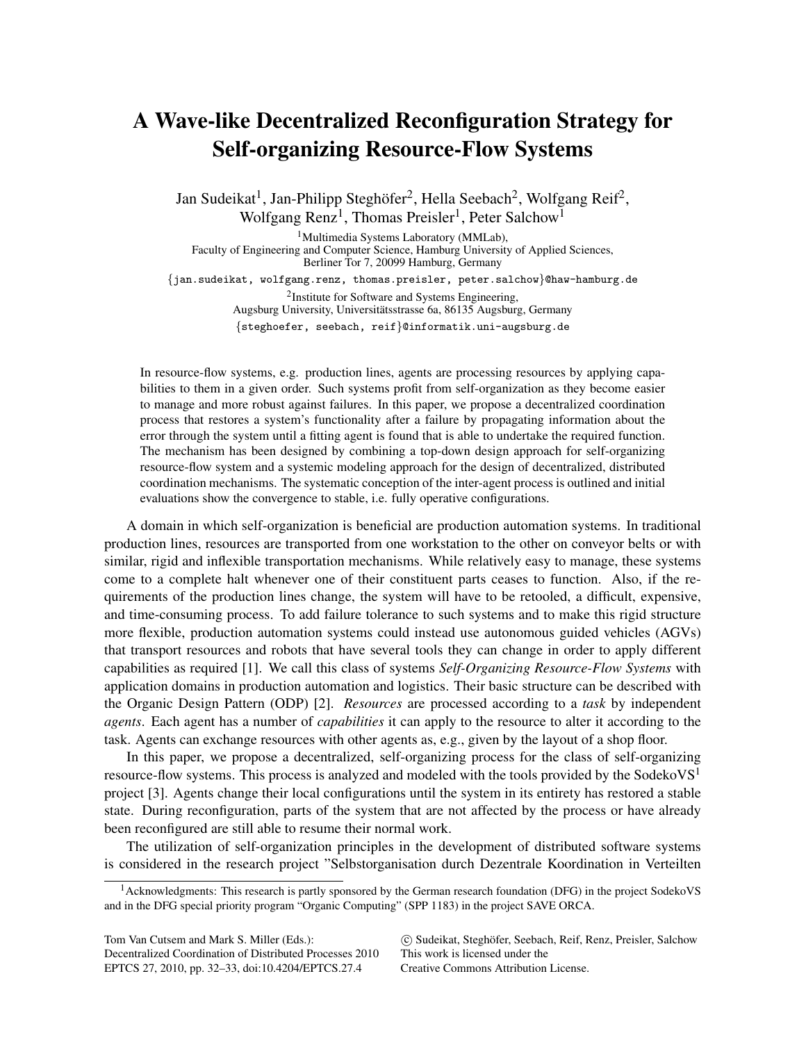# A Wave-like Decentralized Reconfiguration Strategy for Self-organizing Resource-Flow Systems

Jan Sudeikat[1], Jan-Philipp Steghöfer[2], Hella Seebach[2], Wolfgang Reif[2], Wolfgang Renz[1], Thomas Preisler[1], Peter Salchow[1]

[1]Multimedia Systems Laboratory (MMLab),
Faculty of Engineering and Computer Science, Hamburg University of Applied Sciences,
Berliner Tor 7, 20099 Hamburg, Germany

{jan.sudeikat, wolfgang.renz, thomas.preisler, peter.salchow}@haw-hamburg.de

[2]Institute for Software and Systems Engineering,
Augsburg University, Universitätsstrasse 6a, 86135 Augsburg, Germany

{steghoefer, seebach, reif}@informatik.uni-augsburg.de

In resource-flow systems, e.g. production lines, agents are processing resources by applying capabilities to them in a given order. Such systems profit from self-organization as they become easier to manage and more robust against failures. In this paper, we propose a decentralized coordination process that restores a system's functionality after a failure by propagating information about the error through the system until a fitting agent is found that is able to undertake the required function. The mechanism has been designed by combining a top-down design approach for self-organizing resource-flow system and a systemic modeling approach for the design of decentralized, distributed coordination mechanisms. The systematic conception of the inter-agent process is outlined and initial evaluations show the convergence to stable, i.e. fully operative configurations.

A domain in which self-organization is beneficial are production automation systems. In traditional production lines, resources are transported from one workstation to the other on conveyor belts or with similar, rigid and inflexible transportation mechanisms. While relatively easy to manage, these systems come to a complete halt whenever one of their constituent parts ceases to function. Also, if the requirements of the production lines change, the system will have to be retooled, a difficult, expensive, and time-consuming process. To add failure tolerance to such systems and to make this rigid structure more flexible, production automation systems could instead use autonomous guided vehicles (AGVs) that transport resources and robots that have several tools they can change in order to apply different capabilities as required [1]. We call this class of systems *Self-Organizing Resource-Flow Systems* with application domains in production automation and logistics. Their basic structure can be described with the Organic Design Pattern (ODP) [2]. *Resources* are processed according to a *task* by independent *agents*. Each agent has a number of *capabilities* it can apply to the resource to alter it according to the task. Agents can exchange resources with other agents as, e.g., given by the layout of a shop floor.

In this paper, we propose a decentralized, self-organizing process for the class of self-organizing resource-flow systems. This process is analyzed and modeled with the tools provided by the SodekoVS[1] project [3]. Agents change their local configurations until the system in its entirety has restored a stable state. During reconfiguration, parts of the system that are not affected by the process or have already been reconfigured are still able to resume their normal work.

The utilization of self-organization principles in the development of distributed software systems is considered in the research project "Selbstorganisation durch Dezentrale Koordination in Verteilten

[1]Acknowledgments: This research is partly sponsored by the German research foundation (DFG) in the project SodekoVS and in the DFG special priority program "Organic Computing" (SPP 1183) in the project SAVE ORCA.

Tom Van Cutsem and Mark S. Miller (Eds.): Decentralized Coordination of Distributed Processes 2010
EPTCS 27, 2010, pp. 32–33, doi:10.4204/EPTCS.27.4

© Sudeikat, Steghöfer, Seebach, Reif, Renz, Preisler, Salchow
This work is licensed under the Creative Commons Attribution License.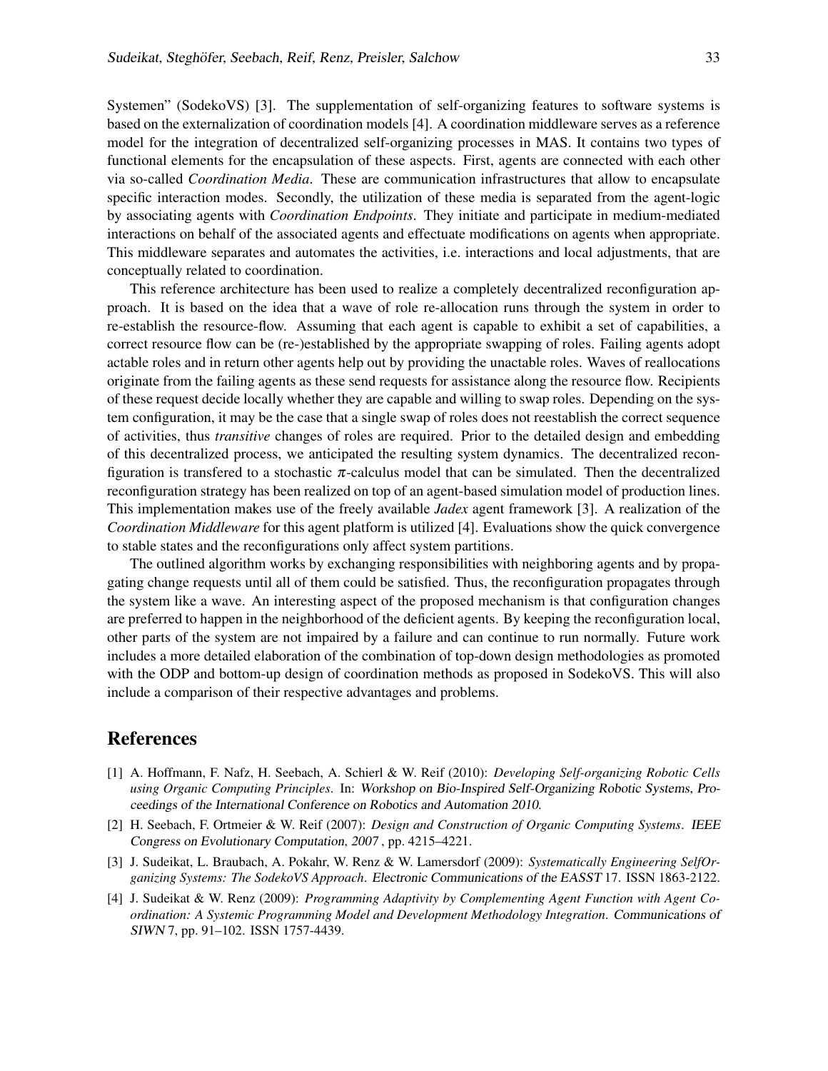Systemen" (SodekoVS) [3]. The supplementation of self-organizing features to software systems is based on the externalization of coordination models [4]. A coordination middleware serves as a reference model for the integration of decentralized self-organizing processes in MAS. It contains two types of functional elements for the encapsulation of these aspects. First, agents are connected with each other via so-called *Coordination Media*. These are communication infrastructures that allow to encapsulate specific interaction modes. Secondly, the utilization of these media is separated from the agent-logic by associating agents with *Coordination Endpoints*. They initiate and participate in medium-mediated interactions on behalf of the associated agents and effectuate modifications on agents when appropriate. This middleware separates and automates the activities, i.e. interactions and local adjustments, that are conceptually related to coordination.

This reference architecture has been used to realize a completely decentralized reconfiguration approach. It is based on the idea that a wave of role re-allocation runs through the system in order to re-establish the resource-flow. Assuming that each agent is capable to exhibit a set of capabilities, a correct resource flow can be (re-)established by the appropriate swapping of roles. Failing agents adopt actable roles and in return other agents help out by providing the unactable roles. Waves of reallocations originate from the failing agents as these send requests for assistance along the resource flow. Recipients of these request decide locally whether they are capable and willing to swap roles. Depending on the system configuration, it may be the case that a single swap of roles does not reestablish the correct sequence of activities, thus *transitive* changes of roles are required. Prior to the detailed design and embedding of this decentralized process, we anticipated the resulting system dynamics. The decentralized reconfiguration is transfered to a stochastic $\pi$-calculus model that can be simulated. Then the decentralized reconfiguration strategy has been realized on top of an agent-based simulation model of production lines. This implementation makes use of the freely available *Jadex* agent framework [3]. A realization of the *Coordination Middleware* for this agent platform is utilized [4]. Evaluations show the quick convergence to stable states and the reconfigurations only affect system partitions.

The outlined algorithm works by exchanging responsibilities with neighboring agents and by propagating change requests until all of them could be satisfied. Thus, the reconfiguration propagates through the system like a wave. An interesting aspect of the proposed mechanism is that configuration changes are preferred to happen in the neighborhood of the deficient agents. By keeping the reconfiguration local, other parts of the system are not impaired by a failure and can continue to run normally. Future work includes a more detailed elaboration of the combination of top-down design methodologies as promoted with the ODP and bottom-up design of coordination methods as proposed in SodekoVS. This will also include a comparison of their respective advantages and problems.

## References

[1] A. Hoffmann, F. Nafz, H. Seebach, A. Schierl & W. Reif (2010): *Developing Self-organizing Robotic Cells using Organic Computing Principles*. In: Workshop on Bio-Inspired Self-Organizing Robotic Systems, Proceedings of the International Conference on Robotics and Automation 2010.

[2] H. Seebach, F. Ortmeier & W. Reif (2007): *Design and Construction of Organic Computing Systems*. IEEE Congress on Evolutionary Computation, 2007 , pp. 4215–4221.

[3] J. Sudeikat, L. Braubach, A. Pokahr, W. Renz & W. Lamersdorf (2009): *Systematically Engineering SelfOrganizing Systems: The SodekoVS Approach*. Electronic Communications of the EASST 17. ISSN 1863-2122.

[4] J. Sudeikat & W. Renz (2009): *Programming Adaptivity by Complementing Agent Function with Agent Coordination: A Systemic Programming Model and Development Methodology Integration*. Communications of SIWN 7, pp. 91–102. ISSN 1757-4439.